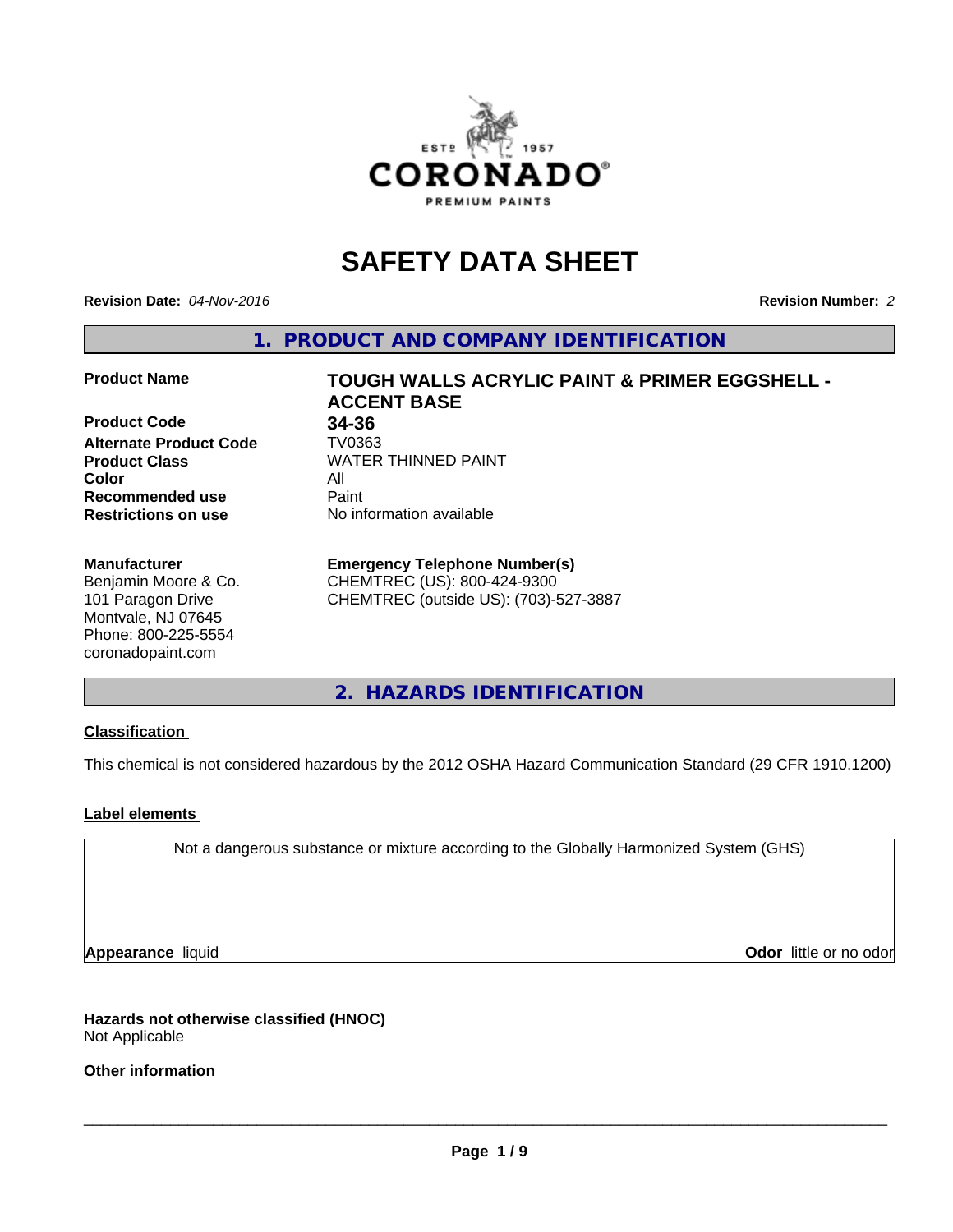# SAFETY DATA SHEET

**Revision Date:** *04-Nov-2016* **Revision Number:** *2*

## 1. PRODUCT AND COMPANY IDENTIFICATION

| | |
|---|---|
| **Product Name** | **TOUGH WALLS ACRYLIC PAINT & PRIMER EGGSHELL - ACCENT BASE** |
| **Product Code** | **34-36** |
| **Alternate Product Code** | TV0363 |
| **Product Class** | WATER THINNED PAINT |
| **Color** | All |
| **Recommended use** | Paint |
| **Restrictions on use** | No information available |

**Manufacturer**
Benjamin Moore & Co.
101 Paragon Drive
Montvale, NJ 07645
Phone: 800-225-5554
coronadopaint.com

**Emergency Telephone Number(s)**
CHEMTREC (US): 800-424-9300
CHEMTREC (outside US): (703)-527-3887

## 2. HAZARDS IDENTIFICATION

**Classification**

This chemical is not considered hazardous by the 2012 OSHA Hazard Communication Standard (29 CFR 1910.1200)

**Label elements**

Not a dangerous substance or mixture according to the Globally Harmonized System (GHS)

**Appearance** liquid **Odor** little or no odor

**Hazards not otherwise classified (HNOC)**
Not Applicable

**Other information**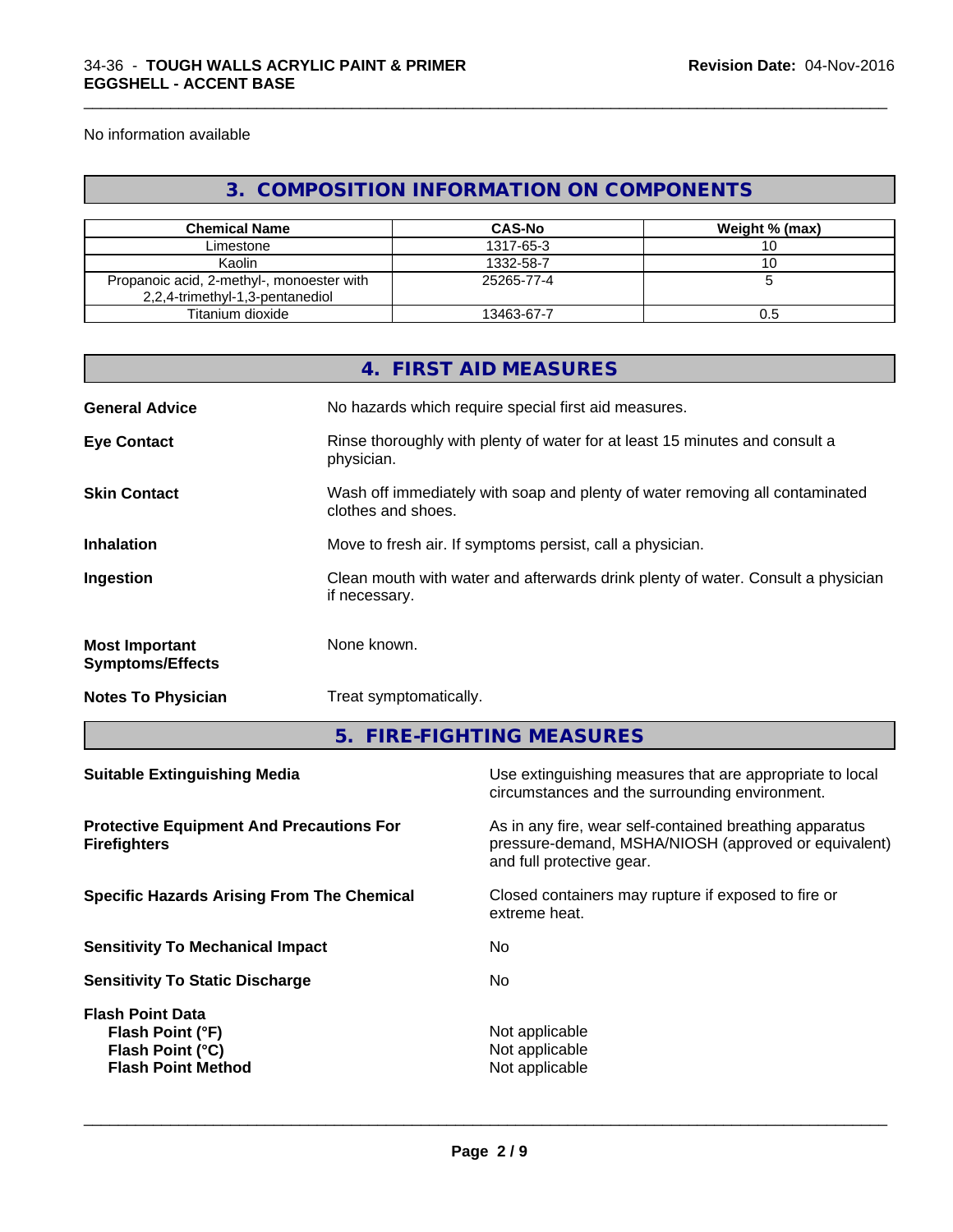No information available

## 3. COMPOSITION INFORMATION ON COMPONENTS

| Chemical Name | CAS-No | Weight % (max) |
|---|---|---|
| Limestone | 1317-65-3 | 10 |
| Kaolin | 1332-58-7 | 10 |
| Propanoic acid, 2-methyl-, monoester with 2,2,4-trimethyl-1,3-pentanediol | 25265-77-4 | 5 |
| Titanium dioxide | 13463-67-7 | 0.5 |

## 4. FIRST AID MEASURES

**General Advice** No hazards which require special first aid measures.

**Eye Contact** Rinse thoroughly with plenty of water for at least 15 minutes and consult a physician.

**Skin Contact** Wash off immediately with soap and plenty of water removing all contaminated clothes and shoes.

**Inhalation** Move to fresh air. If symptoms persist, call a physician.

**Ingestion** Clean mouth with water and afterwards drink plenty of water. Consult a physician if necessary.

**Most Important Symptoms/Effects** None known.

**Notes To Physician** Treat symptomatically.

## 5. FIRE-FIGHTING MEASURES

**Suitable Extinguishing Media** Use extinguishing measures that are appropriate to local circumstances and the surrounding environment.

**Protective Equipment And Precautions For Firefighters** As in any fire, wear self-contained breathing apparatus pressure-demand, MSHA/NIOSH (approved or equivalent) and full protective gear.

**Specific Hazards Arising From The Chemical** Closed containers may rupture if exposed to fire or extreme heat.

**Sensitivity To Mechanical Impact** No

**Sensitivity To Static Discharge** No

**Flash Point Data**
**Flash Point (°F)** Not applicable
**Flash Point (°C)** Not applicable
**Flash Point Method** Not applicable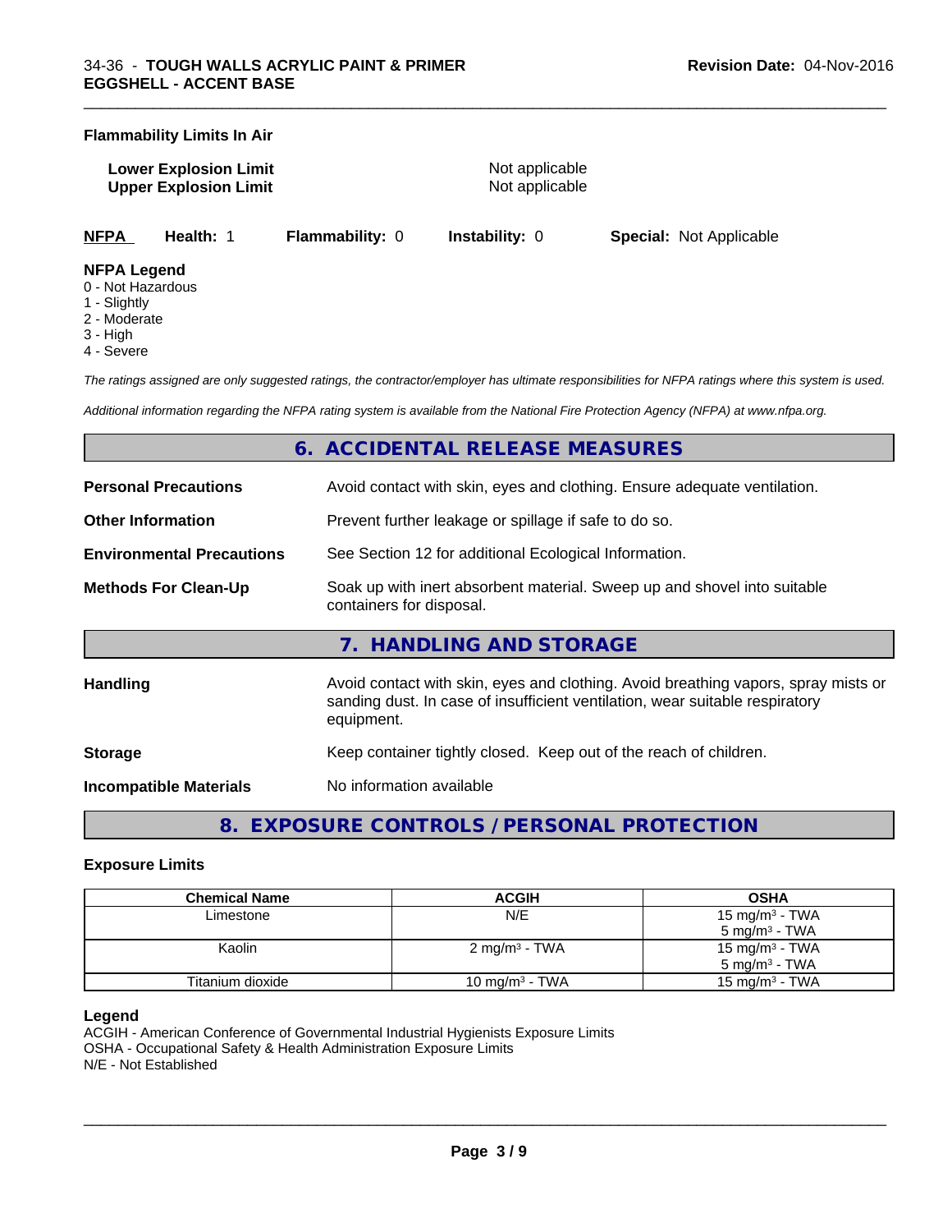**Flammability Limits In Air**

**Lower Explosion Limit** Not applicable
**Upper Explosion Limit** Not applicable

**NFPA** **Health:** 1 **Flammability:** 0 **Instability:** 0 **Special:** Not Applicable

**NFPA Legend**
0 - Not Hazardous
1 - Slightly
2 - Moderate
3 - High
4 - Severe

*The ratings assigned are only suggested ratings, the contractor/employer has ultimate responsibilities for NFPA ratings where this system is used.*

*Additional information regarding the NFPA rating system is available from the National Fire Protection Agency (NFPA) at www.nfpa.org.*

## 6. ACCIDENTAL RELEASE MEASURES

**Personal Precautions** Avoid contact with skin, eyes and clothing. Ensure adequate ventilation.

**Other Information** Prevent further leakage or spillage if safe to do so.

**Environmental Precautions** See Section 12 for additional Ecological Information.

**Methods For Clean-Up** Soak up with inert absorbent material. Sweep up and shovel into suitable containers for disposal.

## 7. HANDLING AND STORAGE

**Handling** Avoid contact with skin, eyes and clothing. Avoid breathing vapors, spray mists or sanding dust. In case of insufficient ventilation, wear suitable respiratory equipment.

**Storage** Keep container tightly closed. Keep out of the reach of children.

**Incompatible Materials** No information available

## 8. EXPOSURE CONTROLS / PERSONAL PROTECTION

### Exposure Limits

| Chemical Name | ACGIH | OSHA |
|---|---|---|
| Limestone | N/E | 15 mg/m³ - TWA<br>5 mg/m³ - TWA |
| Kaolin | 2 mg/m³ - TWA | 15 mg/m³ - TWA<br>5 mg/m³ - TWA |
| Titanium dioxide | 10 mg/m³ - TWA | 15 mg/m³ - TWA |

**Legend**
ACGIH - American Conference of Governmental Industrial Hygienists Exposure Limits
OSHA - Occupational Safety & Health Administration Exposure Limits
N/E - Not Established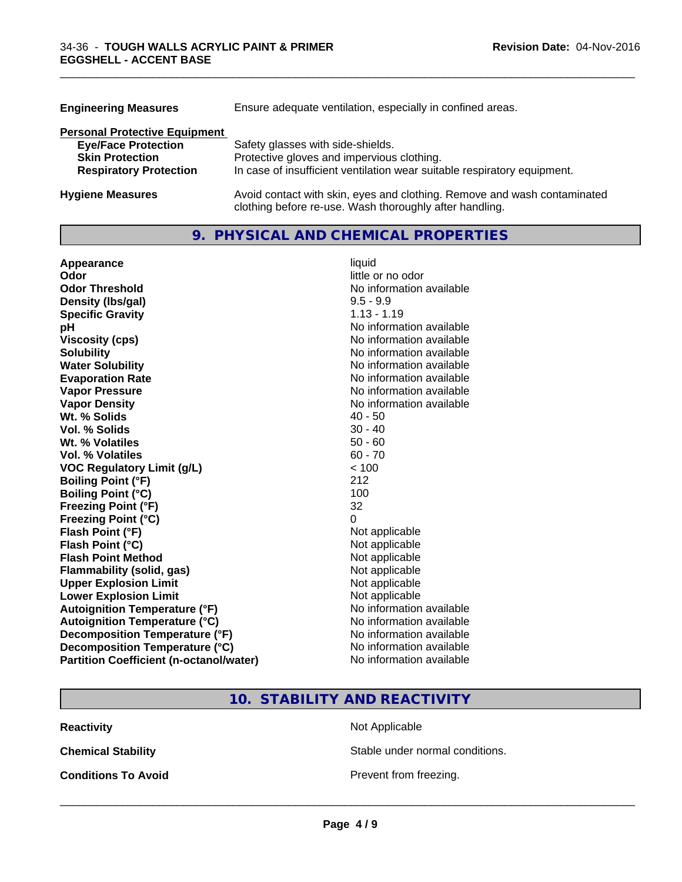**Engineering Measures** Ensure adequate ventilation, especially in confined areas.

**Personal Protective Equipment**

| | |
|---|---|
| **Eye/Face Protection** | Safety glasses with side-shields. |
| **Skin Protection** | Protective gloves and impervious clothing. |
| **Respiratory Protection** | In case of insufficient ventilation wear suitable respiratory equipment. |

**Hygiene Measures** Avoid contact with skin, eyes and clothing. Remove and wash contaminated clothing before re-use. Wash thoroughly after handling.

## 9. PHYSICAL AND CHEMICAL PROPERTIES

| | |
|---|---|
| **Appearance** | liquid |
| **Odor** | little or no odor |
| **Odor Threshold** | No information available |
| **Density (lbs/gal)** | 9.5 - 9.9 |
| **Specific Gravity** | 1.13 - 1.19 |
| **pH** | No information available |
| **Viscosity (cps)** | No information available |
| **Solubility** | No information available |
| **Water Solubility** | No information available |
| **Evaporation Rate** | No information available |
| **Vapor Pressure** | No information available |
| **Vapor Density** | No information available |
| **Wt. % Solids** | 40 - 50 |
| **Vol. % Solids** | 30 - 40 |
| **Wt. % Volatiles** | 50 - 60 |
| **Vol. % Volatiles** | 60 - 70 |
| **VOC Regulatory Limit (g/L)** | < 100 |
| **Boiling Point (°F)** | 212 |
| **Boiling Point (°C)** | 100 |
| **Freezing Point (°F)** | 32 |
| **Freezing Point (°C)** | 0 |
| **Flash Point (°F)** | Not applicable |
| **Flash Point (°C)** | Not applicable |
| **Flash Point Method** | Not applicable |
| **Flammability (solid, gas)** | Not applicable |
| **Upper Explosion Limit** | Not applicable |
| **Lower Explosion Limit** | Not applicable |
| **Autoignition Temperature (°F)** | No information available |
| **Autoignition Temperature (°C)** | No information available |
| **Decomposition Temperature (°F)** | No information available |
| **Decomposition Temperature (°C)** | No information available |
| **Partition Coefficient (n-octanol/water)** | No information available |

## 10. STABILITY AND REACTIVITY

| | |
|---|---|
| **Reactivity** | Not Applicable |
| **Chemical Stability** | Stable under normal conditions. |
| **Conditions To Avoid** | Prevent from freezing. |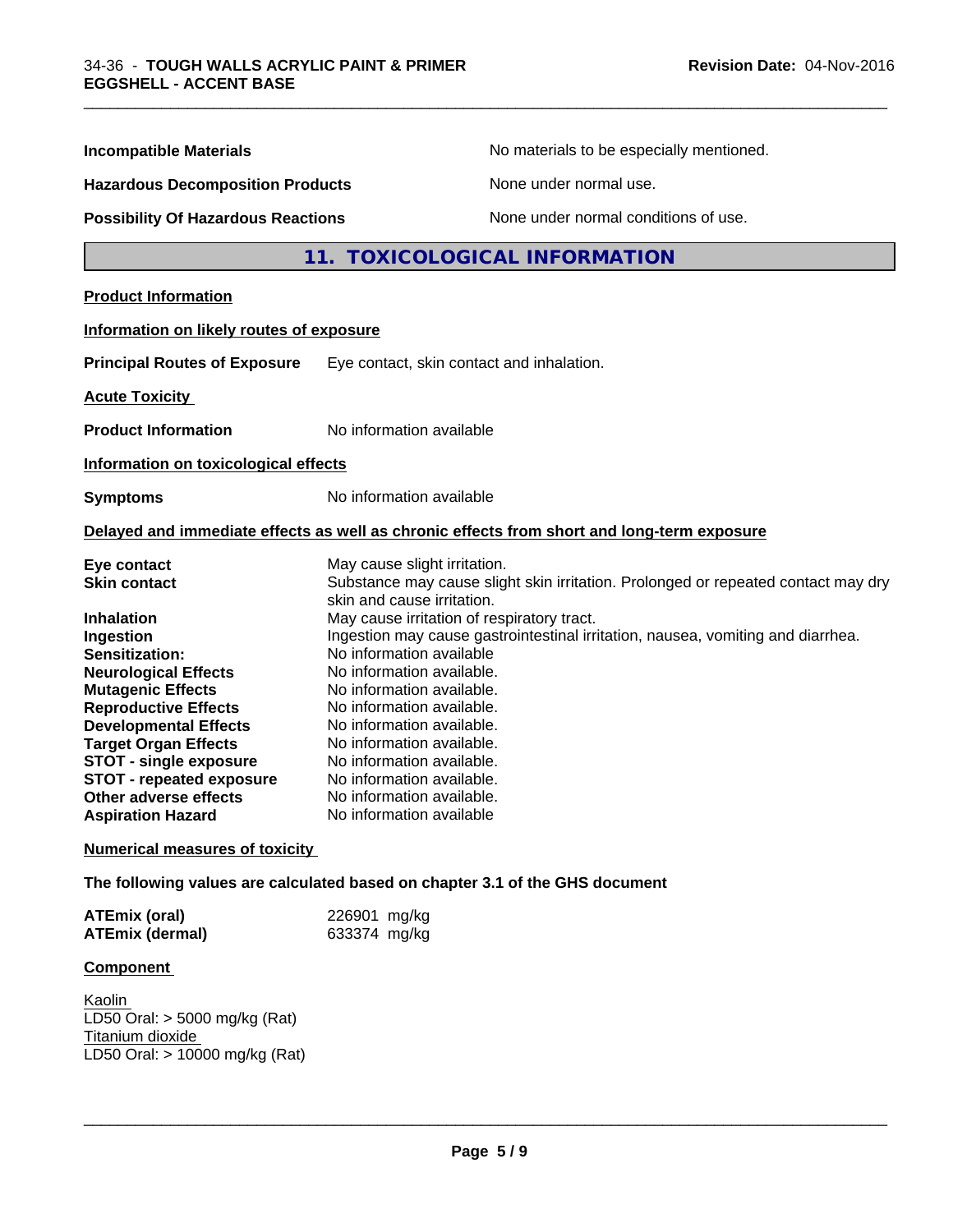**Incompatible Materials** No materials to be especially mentioned.

**Hazardous Decomposition Products** None under normal use.

**Possibility Of Hazardous Reactions** None under normal conditions of use.

## 11. TOXICOLOGICAL INFORMATION

**Product Information**

**Information on likely routes of exposure**

**Principal Routes of Exposure** Eye contact, skin contact and inhalation.

**Acute Toxicity**

**Product Information** No information available

**Information on toxicological effects**

**Symptoms** No information available

**Delayed and immediate effects as well as chronic effects from short and long-term exposure**

| | |
|---|---|
| **Eye contact** | May cause slight irritation. |
| **Skin contact** | Substance may cause slight skin irritation. Prolonged or repeated contact may dry skin and cause irritation. |
| **Inhalation** | May cause irritation of respiratory tract. |
| **Ingestion** | Ingestion may cause gastrointestinal irritation, nausea, vomiting and diarrhea. |
| **Sensitization:** | No information available |
| **Neurological Effects** | No information available. |
| **Mutagenic Effects** | No information available. |
| **Reproductive Effects** | No information available. |
| **Developmental Effects** | No information available. |
| **Target Organ Effects** | No information available. |
| **STOT - single exposure** | No information available. |
| **STOT - repeated exposure** | No information available. |
| **Other adverse effects** | No information available. |
| **Aspiration Hazard** | No information available |

**Numerical measures of toxicity**

**The following values are calculated based on chapter 3.1 of the GHS document**

| | |
|---|---|
| **ATEmix (oral)** | 226901 mg/kg |
| **ATEmix (dermal)** | 633374 mg/kg |

**Component**

Kaolin
LD50 Oral: > 5000 mg/kg (Rat)
Titanium dioxide
LD50 Oral: > 10000 mg/kg (Rat)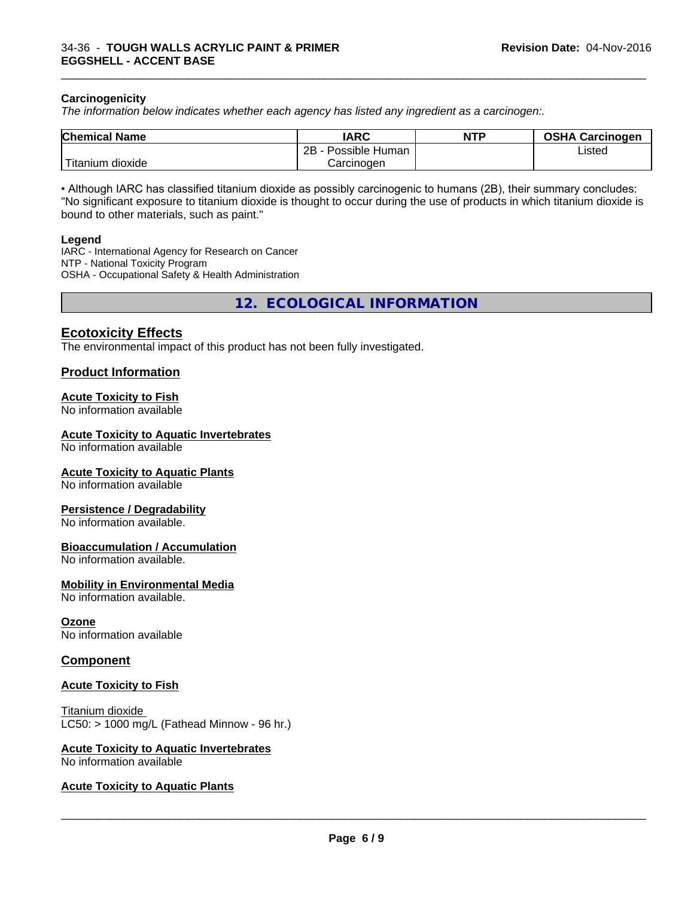### Carcinogenicity

*The information below indicates whether each agency has listed any ingredient as a carcinogen:.*

| Chemical Name | IARC | NTP | OSHA Carcinogen |
|---|---|---|---|
| Titanium dioxide | 2B - Possible Human Carcinogen | | Listed |

• Although IARC has classified titanium dioxide as possibly carcinogenic to humans (2B), their summary concludes: "No significant exposure to titanium dioxide is thought to occur during the use of products in which titanium dioxide is bound to other materials, such as paint."

**Legend**

IARC - International Agency for Research on Cancer
NTP - National Toxicity Program
OSHA - Occupational Safety & Health Administration

## 12. ECOLOGICAL INFORMATION

### Ecotoxicity Effects

The environmental impact of this product has not been fully investigated.

### Product Information

**Acute Toxicity to Fish**
No information available

**Acute Toxicity to Aquatic Invertebrates**
No information available

**Acute Toxicity to Aquatic Plants**
No information available

**Persistence / Degradability**
No information available.

**Bioaccumulation / Accumulation**
No information available.

**Mobility in Environmental Media**
No information available.

**Ozone**
No information available

### Component

**Acute Toxicity to Fish**

Titanium dioxide
LC50: > 1000 mg/L (Fathead Minnow - 96 hr.)

**Acute Toxicity to Aquatic Invertebrates**
No information available

**Acute Toxicity to Aquatic Plants**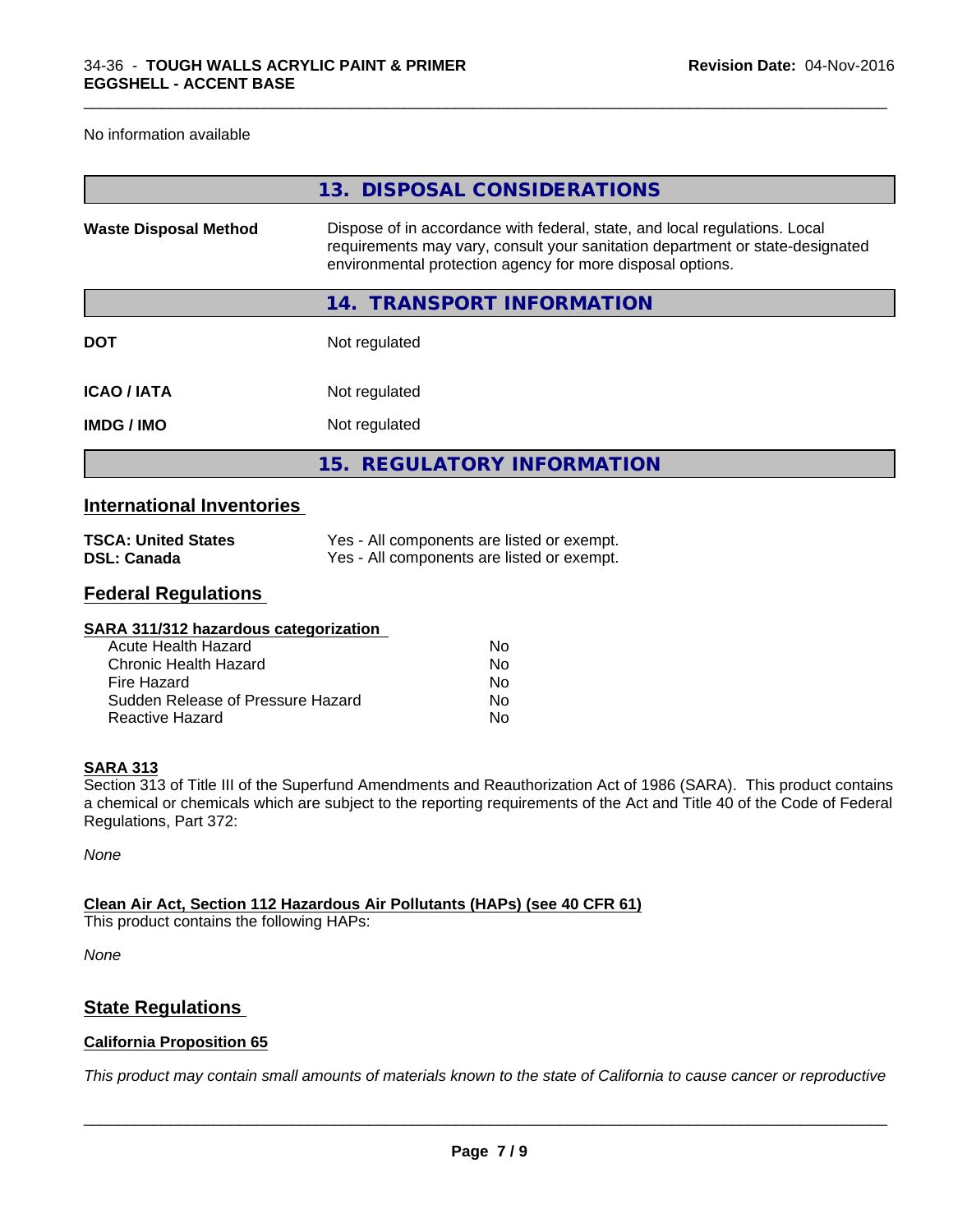No information available

## 13. DISPOSAL CONSIDERATIONS

| | |
|---|---|
| **Waste Disposal Method** | Dispose of in accordance with federal, state, and local regulations. Local requirements may vary, consult your sanitation department or state-designated environmental protection agency for more disposal options. |

## 14. TRANSPORT INFORMATION

| | |
|---|---|
| **DOT** | Not regulated |
| **ICAO / IATA** | Not regulated |
| **IMDG / IMO** | Not regulated |

## 15. REGULATORY INFORMATION

### International Inventories

| | |
|---|---|
| **TSCA: United States** | Yes - All components are listed or exempt. |
| **DSL: Canada** | Yes - All components are listed or exempt. |

### Federal Regulations

**SARA 311/312 hazardous categorization**

| | |
|---|---|
| Acute Health Hazard | No |
| Chronic Health Hazard | No |
| Fire Hazard | No |
| Sudden Release of Pressure Hazard | No |
| Reactive Hazard | No |

**SARA 313**

Section 313 of Title III of the Superfund Amendments and Reauthorization Act of 1986 (SARA). This product contains a chemical or chemicals which are subject to the reporting requirements of the Act and Title 40 of the Code of Federal Regulations, Part 372:

*None*

**Clean Air Act, Section 112 Hazardous Air Pollutants (HAPs) (see 40 CFR 61)**

This product contains the following HAPs:

*None*

### State Regulations

**California Proposition 65**

*This product may contain small amounts of materials known to the state of California to cause cancer or reproductive*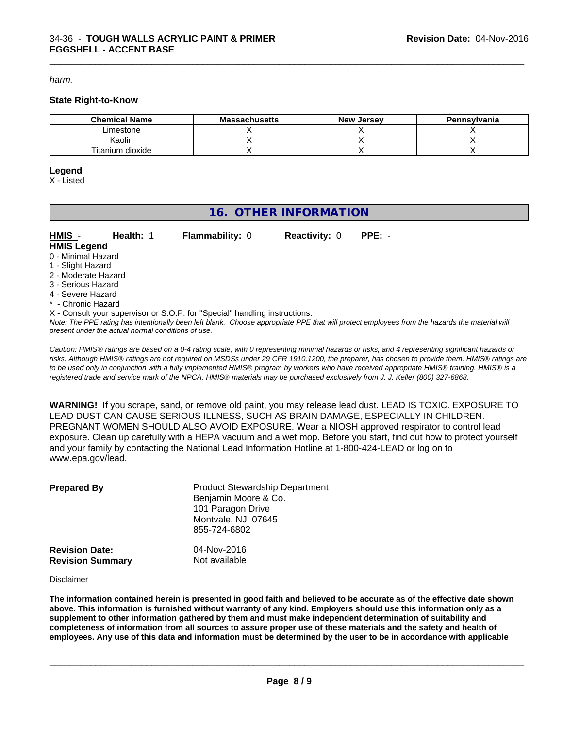*harm.*

**State Right-to-Know**

| Chemical Name | Massachusetts | New Jersey | Pennsylvania |
|---|---|---|---|
| Limestone | X | X | X |
| Kaolin | X | X | X |
| Titanium dioxide | X | X | X |

**Legend**

X - Listed

## 16. OTHER INFORMATION

**HMIS** - **Health:** 1 **Flammability:** 0 **Reactivity:** 0 **PPE:** -

**HMIS Legend**

0 - Minimal Hazard
1 - Slight Hazard
2 - Moderate Hazard
3 - Serious Hazard
4 - Severe Hazard
* - Chronic Hazard
X - Consult your supervisor or S.O.P. for "Special" handling instructions.

*Note: The PPE rating has intentionally been left blank. Choose appropriate PPE that will protect employees from the hazards the material will present under the actual normal conditions of use.*

*Caution: HMIS® ratings are based on a 0-4 rating scale, with 0 representing minimal hazards or risks, and 4 representing significant hazards or risks. Although HMIS® ratings are not required on MSDSs under 29 CFR 1910.1200, the preparer, has chosen to provide them. HMIS® ratings are to be used only in conjunction with a fully implemented HMIS® program by workers who have received appropriate HMIS® training. HMIS® is a registered trade and service mark of the NPCA. HMIS® materials may be purchased exclusively from J. J. Keller (800) 327-6868.*

**WARNING!** If you scrape, sand, or remove old paint, you may release lead dust. LEAD IS TOXIC. EXPOSURE TO LEAD DUST CAN CAUSE SERIOUS ILLNESS, SUCH AS BRAIN DAMAGE, ESPECIALLY IN CHILDREN. PREGNANT WOMEN SHOULD ALSO AVOID EXPOSURE. Wear a NIOSH approved respirator to control lead exposure. Clean up carefully with a HEPA vacuum and a wet mop. Before you start, find out how to protect yourself and your family by contacting the National Lead Information Hotline at 1-800-424-LEAD or log on to www.epa.gov/lead.

**Prepared By**
Product Stewardship Department
Benjamin Moore & Co.
101 Paragon Drive
Montvale, NJ 07645
855-724-6802

**Revision Date:** 04-Nov-2016
**Revision Summary** Not available

Disclaimer

**The information contained herein is presented in good faith and believed to be accurate as of the effective date shown above. This information is furnished without warranty of any kind. Employers should use this information only as a supplement to other information gathered by them and must make independent determination of suitability and completeness of information from all sources to assure proper use of these materials and the safety and health of employees. Any use of this data and information must be determined by the user to be in accordance with applicable**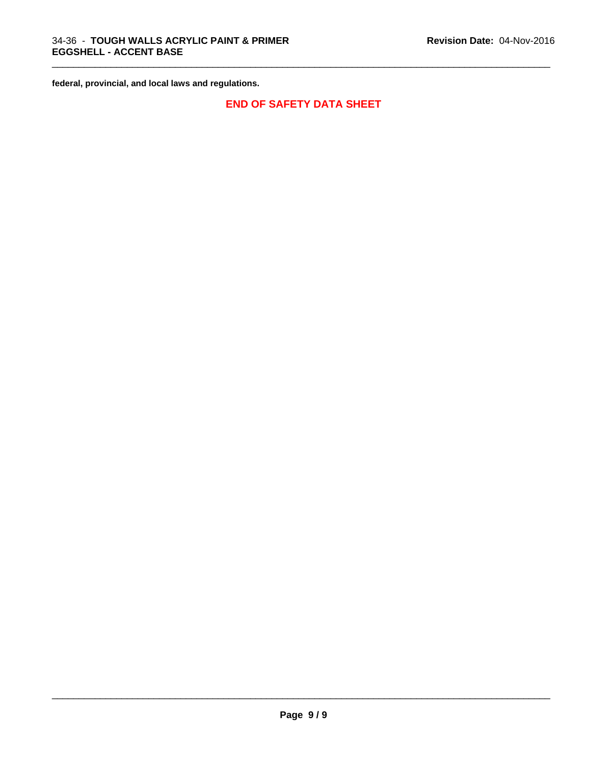**federal, provincial, and local laws and regulations.**

**END OF SAFETY DATA SHEET**